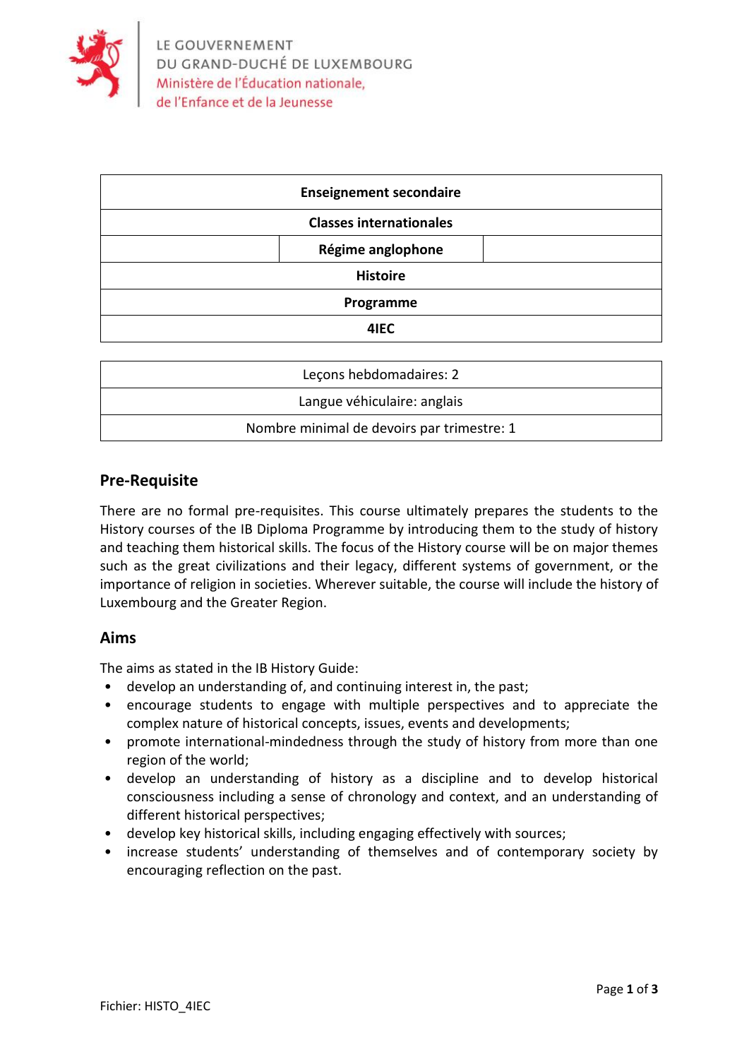LE GOUVERNEMENT
DU GRAND-DUCHÉ DE LUXEMBOURG
Ministère de l'Éducation nationale,
de l'Enfance et de la Jeunesse

| Enseignement secondaire | | |
|---|---|---|
| Classes internationales | | |
| | Régime anglophone | |
| Histoire | | |
| Programme | | |
| 4IEC | | |

| Leçons hebdomadaires: 2 |
|---|
| Langue véhiculaire: anglais |
| Nombre minimal de devoirs par trimestre: 1 |

## Pre-Requisite

There are no formal pre-requisites. This course ultimately prepares the students to the History courses of the IB Diploma Programme by introducing them to the study of history and teaching them historical skills. The focus of the History course will be on major themes such as the great civilizations and their legacy, different systems of government, or the importance of religion in societies. Wherever suitable, the course will include the history of Luxembourg and the Greater Region.

## Aims

The aims as stated in the IB History Guide:

- develop an understanding of, and continuing interest in, the past;
- encourage students to engage with multiple perspectives and to appreciate the complex nature of historical concepts, issues, events and developments;
- promote international-mindedness through the study of history from more than one region of the world;
- develop an understanding of history as a discipline and to develop historical consciousness including a sense of chronology and context, and an understanding of different historical perspectives;
- develop key historical skills, including engaging effectively with sources;
- increase students' understanding of themselves and of contemporary society by encouraging reflection on the past.

Fichier: HISTO_4IEC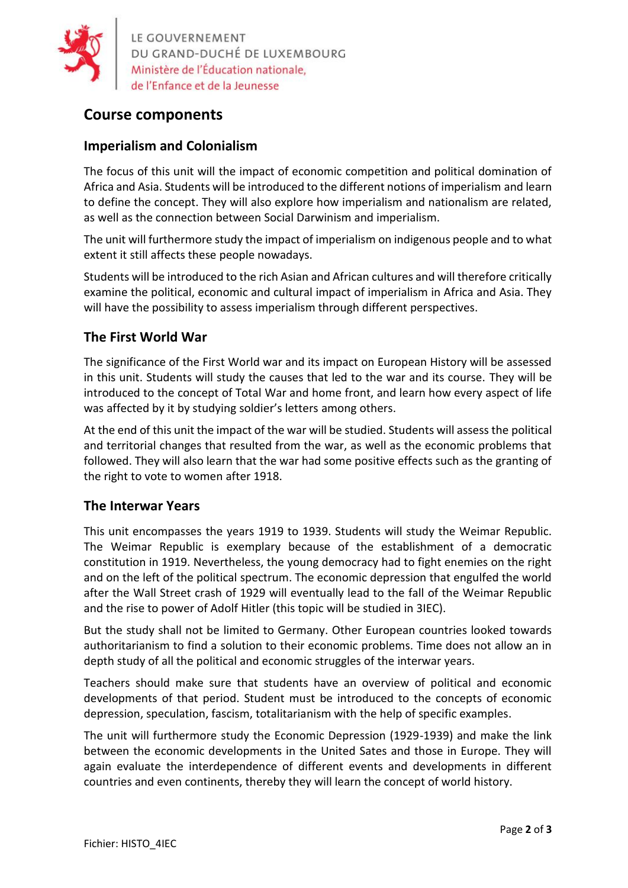# Course components

## Imperialism and Colonialism

The focus of this unit will the impact of economic competition and political domination of Africa and Asia. Students will be introduced to the different notions of imperialism and learn to define the concept. They will also explore how imperialism and nationalism are related, as well as the connection between Social Darwinism and imperialism.

The unit will furthermore study the impact of imperialism on indigenous people and to what extent it still affects these people nowadays.

Students will be introduced to the rich Asian and African cultures and will therefore critically examine the political, economic and cultural impact of imperialism in Africa and Asia. They will have the possibility to assess imperialism through different perspectives.

## The First World War

The significance of the First World war and its impact on European History will be assessed in this unit. Students will study the causes that led to the war and its course. They will be introduced to the concept of Total War and home front, and learn how every aspect of life was affected by it by studying soldier's letters among others.

At the end of this unit the impact of the war will be studied. Students will assess the political and territorial changes that resulted from the war, as well as the economic problems that followed. They will also learn that the war had some positive effects such as the granting of the right to vote to women after 1918.

## The Interwar Years

This unit encompasses the years 1919 to 1939. Students will study the Weimar Republic. The Weimar Republic is exemplary because of the establishment of a democratic constitution in 1919. Nevertheless, the young democracy had to fight enemies on the right and on the left of the political spectrum. The economic depression that engulfed the world after the Wall Street crash of 1929 will eventually lead to the fall of the Weimar Republic and the rise to power of Adolf Hitler (this topic will be studied in 3IEC).

But the study shall not be limited to Germany. Other European countries looked towards authoritarianism to find a solution to their economic problems. Time does not allow an in depth study of all the political and economic struggles of the interwar years.

Teachers should make sure that students have an overview of political and economic developments of that period. Student must be introduced to the concepts of economic depression, speculation, fascism, totalitarianism with the help of specific examples.

The unit will furthermore study the Economic Depression (1929-1939) and make the link between the economic developments in the United Sates and those in Europe. They will again evaluate the interdependence of different events and developments in different countries and even continents, thereby they will learn the concept of world history.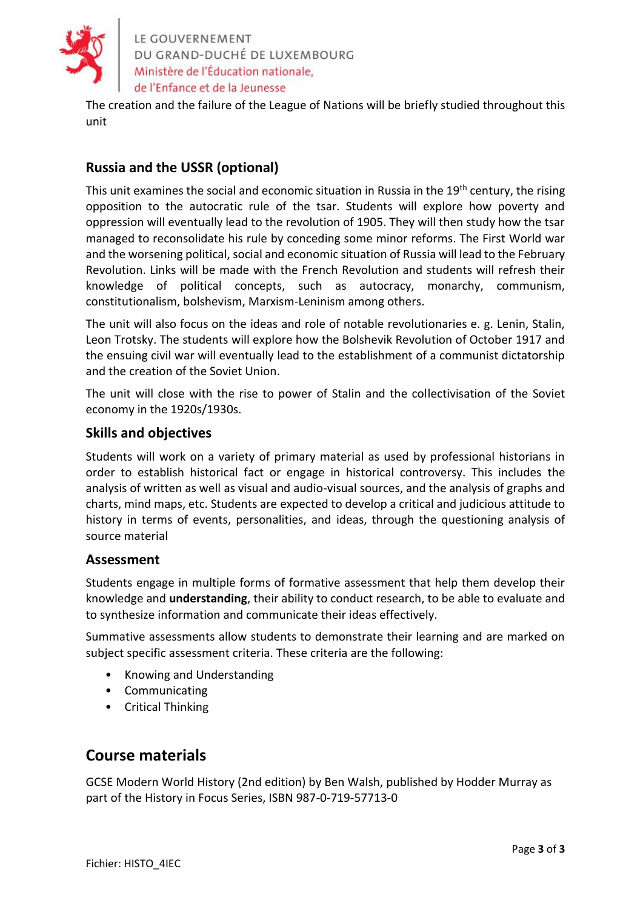The creation and the failure of the League of Nations will be briefly studied throughout this unit

## Russia and the USSR (optional)

This unit examines the social and economic situation in Russia in the 19th century, the rising opposition to the autocratic rule of the tsar. Students will explore how poverty and oppression will eventually lead to the revolution of 1905. They will then study how the tsar managed to reconsolidate his rule by conceding some minor reforms. The First World war and the worsening political, social and economic situation of Russia will lead to the February Revolution. Links will be made with the French Revolution and students will refresh their knowledge of political concepts, such as autocracy, monarchy, communism, constitutionalism, bolshevism, Marxism-Leninism among others.

The unit will also focus on the ideas and role of notable revolutionaries e. g. Lenin, Stalin, Leon Trotsky. The students will explore how the Bolshevik Revolution of October 1917 and the ensuing civil war will eventually lead to the establishment of a communist dictatorship and the creation of the Soviet Union.

The unit will close with the rise to power of Stalin and the collectivisation of the Soviet economy in the 1920s/1930s.

### Skills and objectives

Students will work on a variety of primary material as used by professional historians in order to establish historical fact or engage in historical controversy. This includes the analysis of written as well as visual and audio-visual sources, and the analysis of graphs and charts, mind maps, etc. Students are expected to develop a critical and judicious attitude to history in terms of events, personalities, and ideas, through the questioning analysis of source material

### Assessment

Students engage in multiple forms of formative assessment that help them develop their knowledge and **understanding**, their ability to conduct research, to be able to evaluate and to synthesize information and communicate their ideas effectively.

Summative assessments allow students to demonstrate their learning and are marked on subject specific assessment criteria. These criteria are the following:

- Knowing and Understanding
- Communicating
- Critical Thinking

## Course materials

GCSE Modern World History (2nd edition) by Ben Walsh, published by Hodder Murray as part of the History in Focus Series, ISBN 987-0-719-57713-0

Fichier: HISTO_4IEC